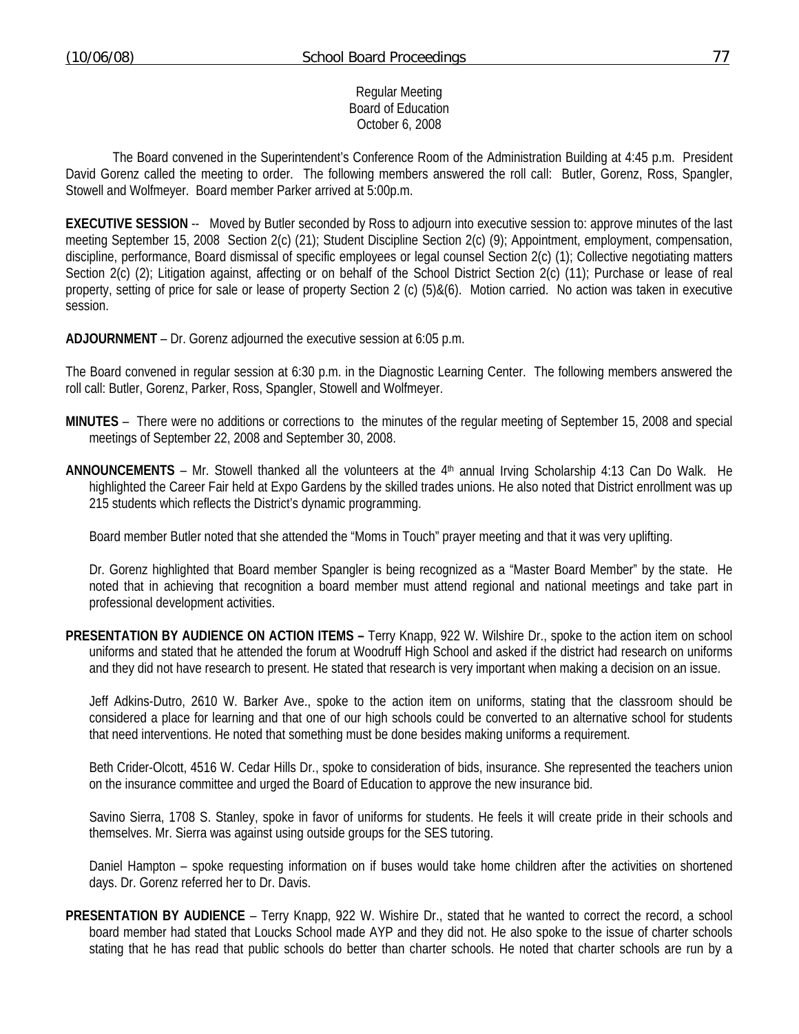Regular Meeting
Board of Education
October 6, 2008

The Board convened in the Superintendent's Conference Room of the Administration Building at 4:45 p.m. President David Gorenz called the meeting to order. The following members answered the roll call: Butler, Gorenz, Ross, Spangler, Stowell and Wolfmeyer. Board member Parker arrived at 5:00p.m.

**EXECUTIVE SESSION** -- Moved by Butler seconded by Ross to adjourn into executive session to: approve minutes of the last meeting September 15, 2008 Section 2(c) (21); Student Discipline Section 2(c) (9); Appointment, employment, compensation, discipline, performance, Board dismissal of specific employees or legal counsel Section 2(c) (1); Collective negotiating matters Section 2(c) (2); Litigation against, affecting or on behalf of the School District Section 2(c) (11); Purchase or lease of real property, setting of price for sale or lease of property Section 2 (c) (5)&(6). Motion carried. No action was taken in executive session.

**ADJOURNMENT** – Dr. Gorenz adjourned the executive session at 6:05 p.m.

The Board convened in regular session at 6:30 p.m. in the Diagnostic Learning Center. The following members answered the roll call: Butler, Gorenz, Parker, Ross, Spangler, Stowell and Wolfmeyer.

**MINUTES** – There were no additions or corrections to the minutes of the regular meeting of September 15, 2008 and special meetings of September 22, 2008 and September 30, 2008.

**ANNOUNCEMENTS** – Mr. Stowell thanked all the volunteers at the 4th annual Irving Scholarship 4:13 Can Do Walk. He highlighted the Career Fair held at Expo Gardens by the skilled trades unions. He also noted that District enrollment was up 215 students which reflects the District's dynamic programming.

Board member Butler noted that she attended the "Moms in Touch" prayer meeting and that it was very uplifting.

Dr. Gorenz highlighted that Board member Spangler is being recognized as a "Master Board Member" by the state. He noted that in achieving that recognition a board member must attend regional and national meetings and take part in professional development activities.

**PRESENTATION BY AUDIENCE ON ACTION ITEMS –** Terry Knapp, 922 W. Wilshire Dr., spoke to the action item on school uniforms and stated that he attended the forum at Woodruff High School and asked if the district had research on uniforms and they did not have research to present. He stated that research is very important when making a decision on an issue.

Jeff Adkins-Dutro, 2610 W. Barker Ave., spoke to the action item on uniforms, stating that the classroom should be considered a place for learning and that one of our high schools could be converted to an alternative school for students that need interventions. He noted that something must be done besides making uniforms a requirement.

Beth Crider-Olcott, 4516 W. Cedar Hills Dr., spoke to consideration of bids, insurance. She represented the teachers union on the insurance committee and urged the Board of Education to approve the new insurance bid.

Savino Sierra, 1708 S. Stanley, spoke in favor of uniforms for students. He feels it will create pride in their schools and themselves. Mr. Sierra was against using outside groups for the SES tutoring.

Daniel Hampton – spoke requesting information on if buses would take home children after the activities on shortened days. Dr. Gorenz referred her to Dr. Davis.

**PRESENTATION BY AUDIENCE** – Terry Knapp, 922 W. Wishire Dr., stated that he wanted to correct the record, a school board member had stated that Loucks School made AYP and they did not. He also spoke to the issue of charter schools stating that he has read that public schools do better than charter schools. He noted that charter schools are run by a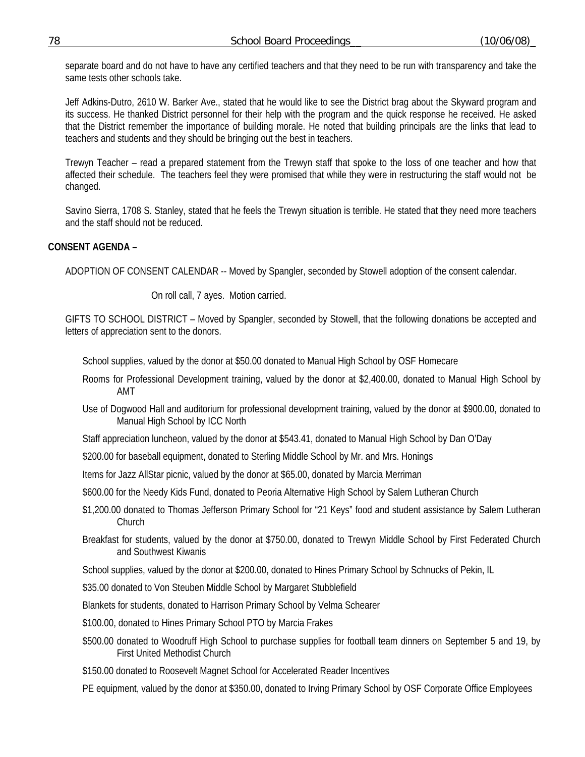separate board and do not have to have any certified teachers and that they need to be run with transparency and take the same tests other schools take.

Jeff Adkins-Dutro, 2610 W. Barker Ave., stated that he would like to see the District brag about the Skyward program and its success. He thanked District personnel for their help with the program and the quick response he received. He asked that the District remember the importance of building morale. He noted that building principals are the links that lead to teachers and students and they should be bringing out the best in teachers.

Trewyn Teacher – read a prepared statement from the Trewyn staff that spoke to the loss of one teacher and how that affected their schedule. The teachers feel they were promised that while they were in restructuring the staff would not be changed.

Savino Sierra, 1708 S. Stanley, stated that he feels the Trewyn situation is terrible. He stated that they need more teachers and the staff should not be reduced.

**CONSENT AGENDA –**

ADOPTION OF CONSENT CALENDAR -- Moved by Spangler, seconded by Stowell adoption of the consent calendar.

On roll call, 7 ayes. Motion carried.

GIFTS TO SCHOOL DISTRICT – Moved by Spangler, seconded by Stowell, that the following donations be accepted and letters of appreciation sent to the donors.

School supplies, valued by the donor at $50.00 donated to Manual High School by OSF Homecare

Rooms for Professional Development training, valued by the donor at $2,400.00, donated to Manual High School by AMT

Use of Dogwood Hall and auditorium for professional development training, valued by the donor at $900.00, donated to Manual High School by ICC North

Staff appreciation luncheon, valued by the donor at $543.41, donated to Manual High School by Dan O'Day

$200.00 for baseball equipment, donated to Sterling Middle School by Mr. and Mrs. Honings

Items for Jazz AllStar picnic, valued by the donor at $65.00, donated by Marcia Merriman

$600.00 for the Needy Kids Fund, donated to Peoria Alternative High School by Salem Lutheran Church

$1,200.00 donated to Thomas Jefferson Primary School for "21 Keys" food and student assistance by Salem Lutheran Church

Breakfast for students, valued by the donor at $750.00, donated to Trewyn Middle School by First Federated Church and Southwest Kiwanis

School supplies, valued by the donor at $200.00, donated to Hines Primary School by Schnucks of Pekin, IL

$35.00 donated to Von Steuben Middle School by Margaret Stubblefield

Blankets for students, donated to Harrison Primary School by Velma Schearer

$100.00, donated to Hines Primary School PTO by Marcia Frakes

$500.00 donated to Woodruff High School to purchase supplies for football team dinners on September 5 and 19, by First United Methodist Church

$150.00 donated to Roosevelt Magnet School for Accelerated Reader Incentives

PE equipment, valued by the donor at $350.00, donated to Irving Primary School by OSF Corporate Office Employees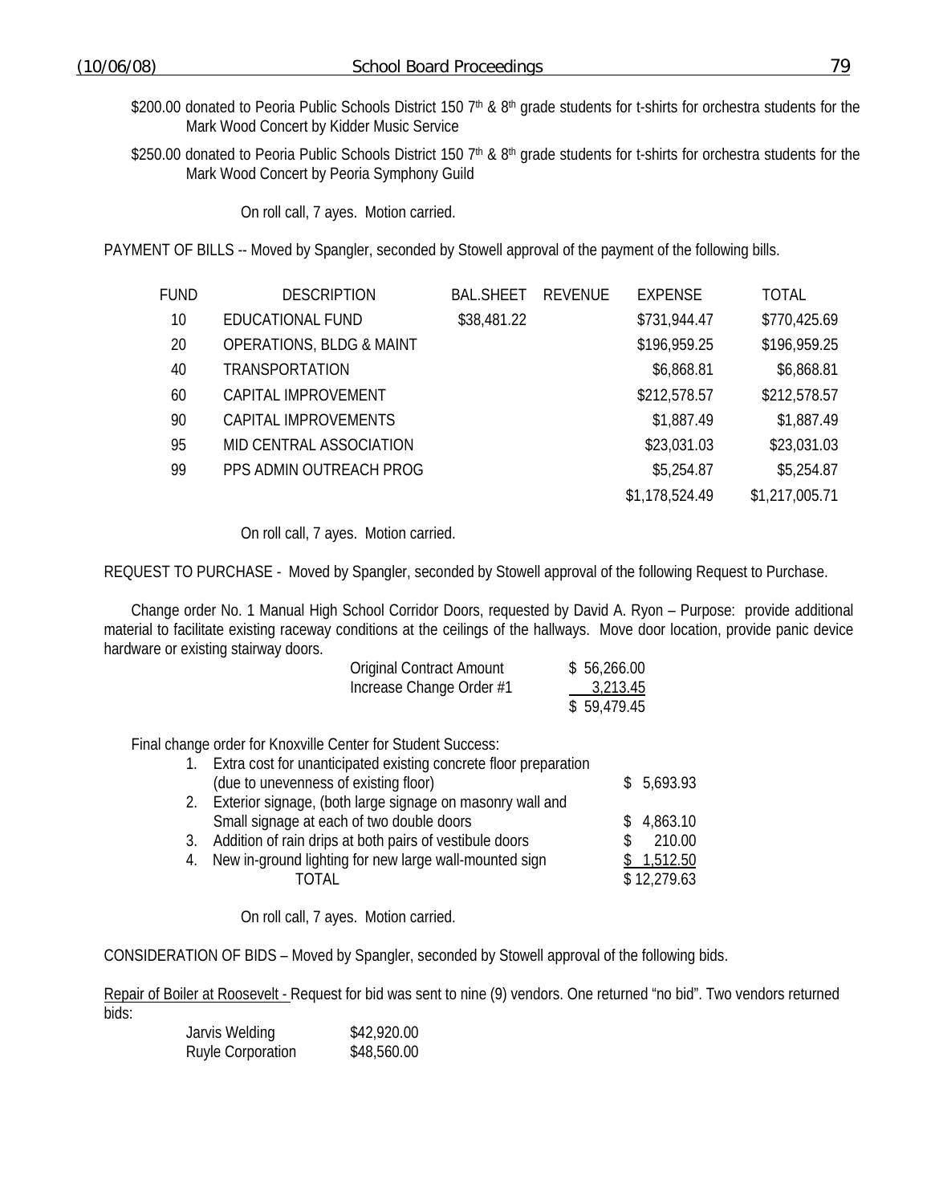$200.00 donated to Peoria Public Schools District 150 7th & 8th grade students for t-shirts for orchestra students for the Mark Wood Concert by Kidder Music Service

$250.00 donated to Peoria Public Schools District 150 7th & 8th grade students for t-shirts for orchestra students for the Mark Wood Concert by Peoria Symphony Guild

On roll call, 7 ayes. Motion carried.

PAYMENT OF BILLS -- Moved by Spangler, seconded by Stowell approval of the payment of the following bills.

| FUND | DESCRIPTION | BAL.SHEET | REVENUE | EXPENSE | TOTAL |
|---|---|---|---|---|---|
| 10 | EDUCATIONAL FUND | $38,481.22 | | $731,944.47 | $770,425.69 |
| 20 | OPERATIONS, BLDG & MAINT | | | $196,959.25 | $196,959.25 |
| 40 | TRANSPORTATION | | | $6,868.81 | $6,868.81 |
| 60 | CAPITAL IMPROVEMENT | | | $212,578.57 | $212,578.57 |
| 90 | CAPITAL IMPROVEMENTS | | | $1,887.49 | $1,887.49 |
| 95 | MID CENTRAL ASSOCIATION | | | $23,031.03 | $23,031.03 |
| 99 | PPS ADMIN OUTREACH PROG | | | $5,254.87 | $5,254.87 |
| | | | | $1,178,524.49 | $1,217,005.71 |

On roll call, 7 ayes. Motion carried.

REQUEST TO PURCHASE - Moved by Spangler, seconded by Stowell approval of the following Request to Purchase.

Change order No. 1 Manual High School Corridor Doors, requested by David A. Ryon – Purpose: provide additional material to facilitate existing raceway conditions at the ceilings of the hallways. Move door location, provide panic device hardware or existing stairway doors.

| | |
|---|---|
| Original Contract Amount | $ 56,266.00 |
| Increase Change Order #1 | 3,213.45 |
| | $ 59,479.45 |

Final change order for Knoxville Center for Student Success:

| | | |
|---|---|---|
| 1. | Extra cost for unanticipated existing concrete floor preparation (due to unevenness of existing floor) | $ 5,693.93 |
| 2. | Exterior signage, (both large signage on masonry wall and Small signage at each of two double doors | $ 4,863.10 |
| 3. | Addition of rain drips at both pairs of vestibule doors | $ 210.00 |
| 4. | New in-ground lighting for new large wall-mounted sign | $ 1,512.50 |
| | TOTAL | $ 12,279.63 |

On roll call, 7 ayes. Motion carried.

CONSIDERATION OF BIDS – Moved by Spangler, seconded by Stowell approval of the following bids.

Repair of Boiler at Roosevelt - Request for bid was sent to nine (9) vendors. One returned "no bid". Two vendors returned bids:

| | |
|---|---|
| Jarvis Welding | $42,920.00 |
| Ruyle Corporation | $48,560.00 |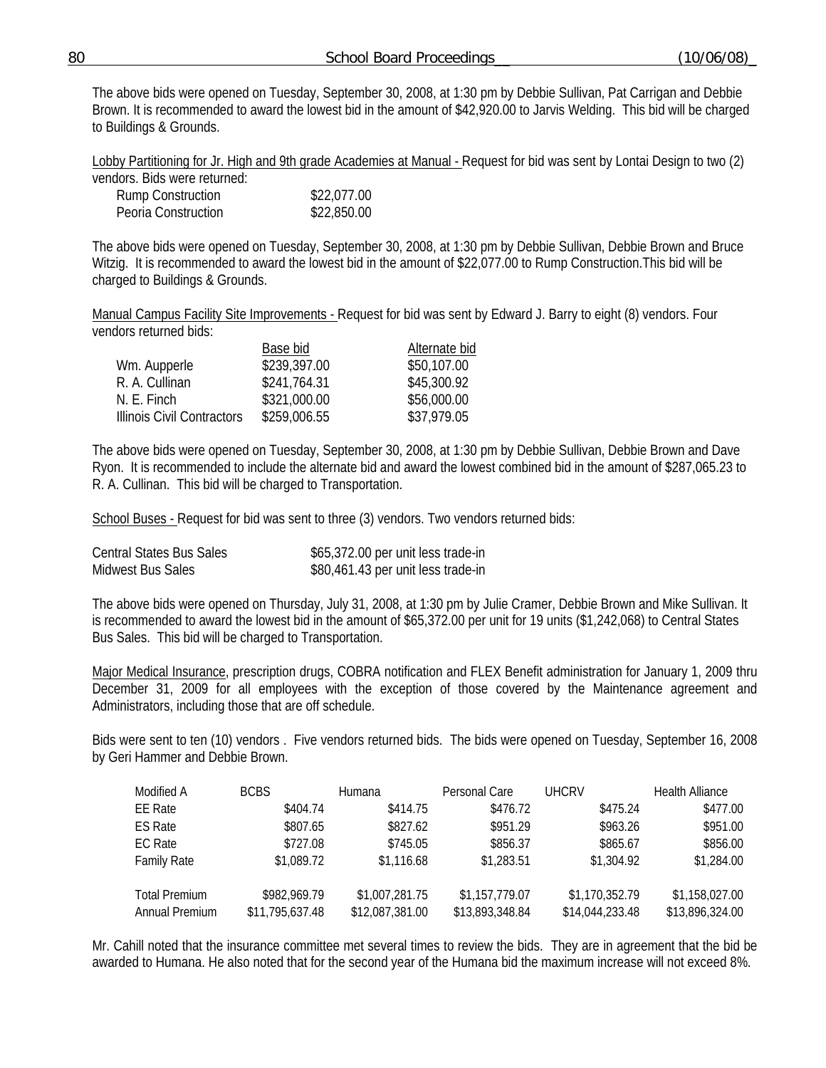The above bids were opened on Tuesday, September 30, 2008, at 1:30 pm by Debbie Sullivan, Pat Carrigan and Debbie Brown. It is recommended to award the lowest bid in the amount of $42,920.00 to Jarvis Welding. This bid will be charged to Buildings & Grounds.

Lobby Partitioning for Jr. High and 9th grade Academies at Manual - Request for bid was sent by Lontai Design to two (2) vendors. Bids were returned:

| | |
|---|---|
| Rump Construction | $22,077.00 |
| Peoria Construction | $22,850.00 |

The above bids were opened on Tuesday, September 30, 2008, at 1:30 pm by Debbie Sullivan, Debbie Brown and Bruce Witzig. It is recommended to award the lowest bid in the amount of $22,077.00 to Rump Construction.This bid will be charged to Buildings & Grounds.

Manual Campus Facility Site Improvements - Request for bid was sent by Edward J. Barry to eight (8) vendors. Four vendors returned bids:

| | Base bid | Alternate bid |
|---|---|---|
| Wm. Aupperle | $239,397.00 | $50,107.00 |
| R. A. Cullinan | $241,764.31 | $45,300.92 |
| N. E. Finch | $321,000.00 | $56,000.00 |
| Illinois Civil Contractors | $259,006.55 | $37,979.05 |

The above bids were opened on Tuesday, September 30, 2008, at 1:30 pm by Debbie Sullivan, Debbie Brown and Dave Ryon. It is recommended to include the alternate bid and award the lowest combined bid in the amount of $287,065.23 to R. A. Cullinan. This bid will be charged to Transportation.

School Buses - Request for bid was sent to three (3) vendors. Two vendors returned bids:

| | |
|---|---|
| Central States Bus Sales | $65,372.00 per unit less trade-in |
| Midwest Bus Sales | $80,461.43 per unit less trade-in |

The above bids were opened on Thursday, July 31, 2008, at 1:30 pm by Julie Cramer, Debbie Brown and Mike Sullivan. It is recommended to award the lowest bid in the amount of $65,372.00 per unit for 19 units ($1,242,068) to Central States Bus Sales. This bid will be charged to Transportation.

Major Medical Insurance, prescription drugs, COBRA notification and FLEX Benefit administration for January 1, 2009 thru December 31, 2009 for all employees with the exception of those covered by the Maintenance agreement and Administrators, including those that are off schedule.

Bids were sent to ten (10) vendors . Five vendors returned bids. The bids were opened on Tuesday, September 16, 2008 by Geri Hammer and Debbie Brown.

| Modified A | BCBS | Humana | Personal Care | UHCRV | Health Alliance |
|---|---|---|---|---|---|
| EE Rate | $404.74 | $414.75 | $476.72 | $475.24 | $477.00 |
| ES Rate | $807.65 | $827.62 | $951.29 | $963.26 | $951.00 |
| EC Rate | $727.08 | $745.05 | $856.37 | $865.67 | $856.00 |
| Family Rate | $1,089.72 | $1,116.68 | $1,283.51 | $1,304.92 | $1,284.00 |
| Total Premium | $982,969.79 | $1,007,281.75 | $1,157,779.07 | $1,170,352.79 | $1,158,027.00 |
| Annual Premium | $11,795,637.48 | $12,087,381.00 | $13,893,348.84 | $14,044,233.48 | $13,896,324.00 |

Mr. Cahill noted that the insurance committee met several times to review the bids. They are in agreement that the bid be awarded to Humana. He also noted that for the second year of the Humana bid the maximum increase will not exceed 8%.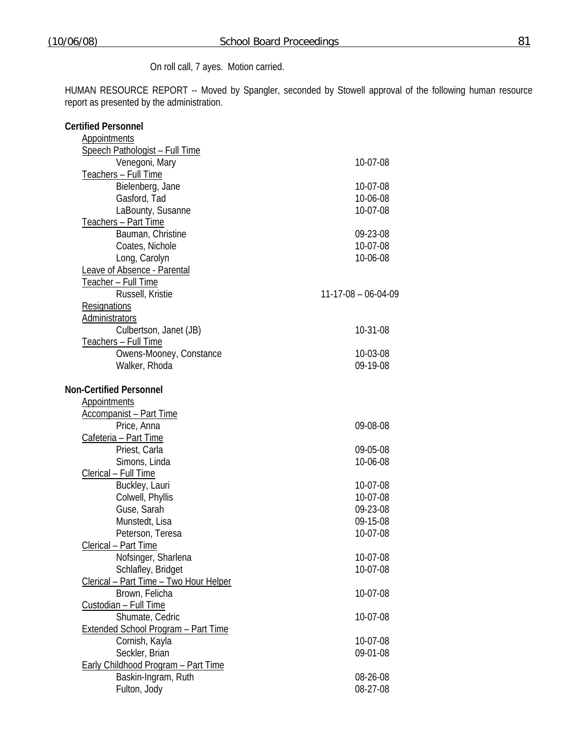On roll call, 7 ayes. Motion carried.

HUMAN RESOURCE REPORT -- Moved by Spangler, seconded by Stowell approval of the following human resource report as presented by the administration.

**Certified Personnel**

Appointments

Speech Pathologist – Full Time

| | |
|---|---|
| Venegoni, Mary | 10-07-08 |

Teachers – Full Time

| | |
|---|---|
| Bielenberg, Jane | 10-07-08 |
| Gasford, Tad | 10-06-08 |
| LaBounty, Susanne | 10-07-08 |

Teachers – Part Time

| | |
|---|---|
| Bauman, Christine | 09-23-08 |
| Coates, Nichole | 10-07-08 |
| Long, Carolyn | 10-06-08 |

Leave of Absence - Parental

Teacher – Full Time

| | |
|---|---|
| Russell, Kristie | 11-17-08 – 06-04-09 |

Resignations

Administrators

| | |
|---|---|
| Culbertson, Janet (JB) | 10-31-08 |

Teachers – Full Time

| | |
|---|---|
| Owens-Mooney, Constance | 10-03-08 |
| Walker, Rhoda | 09-19-08 |

**Non-Certified Personnel**

Appointments

Accompanist – Part Time

| | |
|---|---|
| Price, Anna | 09-08-08 |

Cafeteria – Part Time

| | |
|---|---|
| Priest, Carla | 09-05-08 |
| Simons, Linda | 10-06-08 |

Clerical – Full Time

| | |
|---|---|
| Buckley, Lauri | 10-07-08 |
| Colwell, Phyllis | 10-07-08 |
| Guse, Sarah | 09-23-08 |
| Munstedt, Lisa | 09-15-08 |
| Peterson, Teresa | 10-07-08 |

Clerical – Part Time

| | |
|---|---|
| Nofsinger, Sharlena | 10-07-08 |
| Schlafley, Bridget | 10-07-08 |

Clerical – Part Time – Two Hour Helper

| | |
|---|---|
| Brown, Felicha | 10-07-08 |

Custodian – Full Time

| | |
|---|---|
| Shumate, Cedric | 10-07-08 |

Extended School Program – Part Time

| | |
|---|---|
| Cornish, Kayla | 10-07-08 |
| Seckler, Brian | 09-01-08 |

Early Childhood Program – Part Time

| | |
|---|---|
| Baskin-Ingram, Ruth | 08-26-08 |
| Fulton, Jody | 08-27-08 |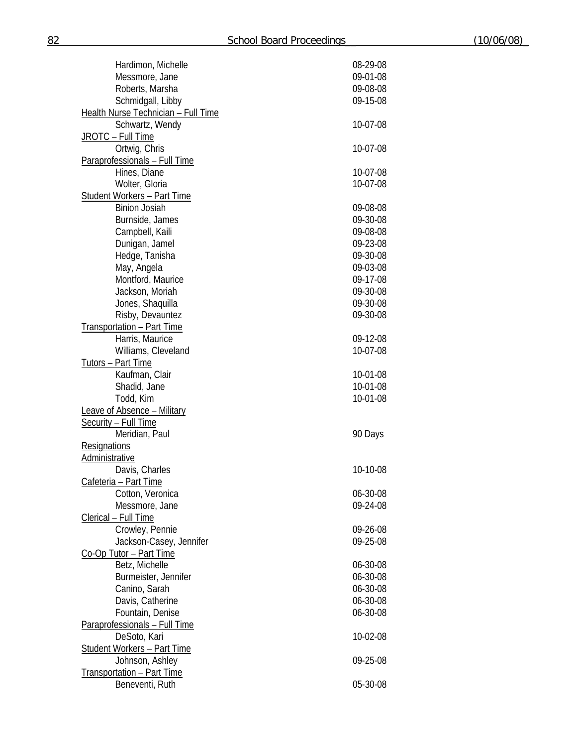| | |
|---|---|
| Hardimon, Michelle | 08-29-08 |
| Messmore, Jane | 09-01-08 |
| Roberts, Marsha | 09-08-08 |
| Schmidgall, Libby | 09-15-08 |

<u>Health Nurse Technician – Full Time</u>

| | |
|---|---|
| Schwartz, Wendy | 10-07-08 |

<u>JROTC – Full Time</u>

| | |
|---|---|
| Ortwig, Chris | 10-07-08 |

<u>Paraprofessionals – Full Time</u>

| | |
|---|---|
| Hines, Diane | 10-07-08 |
| Wolter, Gloria | 10-07-08 |

<u>Student Workers – Part Time</u>

| | |
|---|---|
| Binion Josiah | 09-08-08 |
| Burnside, James | 09-30-08 |
| Campbell, Kaili | 09-08-08 |
| Dunigan, Jamel | 09-23-08 |
| Hedge, Tanisha | 09-30-08 |
| May, Angela | 09-03-08 |
| Montford, Maurice | 09-17-08 |
| Jackson, Moriah | 09-30-08 |
| Jones, Shaquilla | 09-30-08 |
| Risby, Devauntez | 09-30-08 |

<u>Transportation – Part Time</u>

| | |
|---|---|
| Harris, Maurice | 09-12-08 |
| Williams, Cleveland | 10-07-08 |

<u>Tutors – Part Time</u>

| | |
|---|---|
| Kaufman, Clair | 10-01-08 |
| Shadid, Jane | 10-01-08 |
| Todd, Kim | 10-01-08 |

<u>Leave of Absence – Military</u>

<u>Security – Full Time</u>

| | |
|---|---|
| Meridian, Paul | 90 Days |

<u>Resignations</u>

<u>Administrative</u>

| | |
|---|---|
| Davis, Charles | 10-10-08 |

<u>Cafeteria – Part Time</u>

| | |
|---|---|
| Cotton, Veronica | 06-30-08 |
| Messmore, Jane | 09-24-08 |

<u>Clerical – Full Time</u>

| | |
|---|---|
| Crowley, Pennie | 09-26-08 |
| Jackson-Casey, Jennifer | 09-25-08 |

<u>Co-Op Tutor – Part Time</u>

| | |
|---|---|
| Betz, Michelle | 06-30-08 |
| Burmeister, Jennifer | 06-30-08 |
| Canino, Sarah | 06-30-08 |
| Davis, Catherine | 06-30-08 |
| Fountain, Denise | 06-30-08 |

<u>Paraprofessionals – Full Time</u>

| | |
|---|---|
| DeSoto, Kari | 10-02-08 |

<u>Student Workers – Part Time</u>

| | |
|---|---|
| Johnson, Ashley | 09-25-08 |

<u>Transportation – Part Time</u>

| | |
|---|---|
| Beneventi, Ruth | 05-30-08 |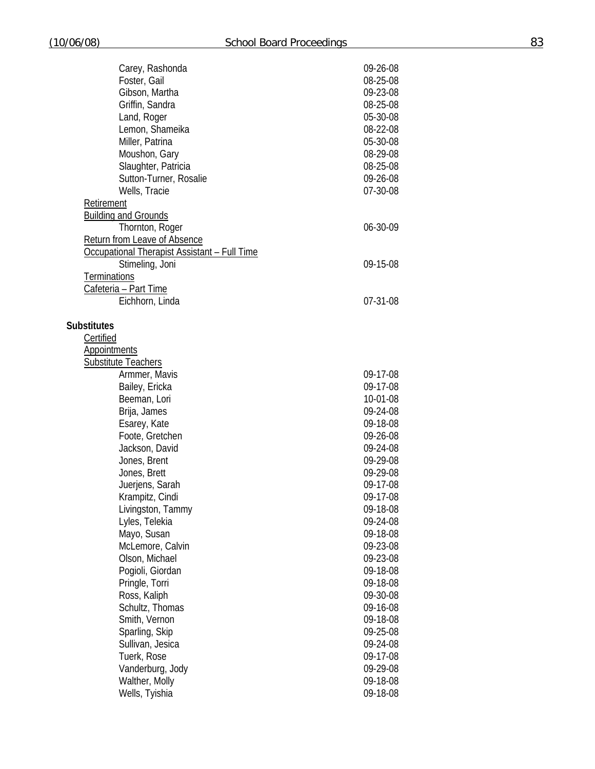| | |
|---|---|
| Carey, Rashonda | 09-26-08 |
| Foster, Gail | 08-25-08 |
| Gibson, Martha | 09-23-08 |
| Griffin, Sandra | 08-25-08 |
| Land, Roger | 05-30-08 |
| Lemon, Shameika | 08-22-08 |
| Miller, Patrina | 05-30-08 |
| Moushon, Gary | 08-29-08 |
| Slaughter, Patricia | 08-25-08 |
| Sutton-Turner, Rosalie | 09-26-08 |
| Wells, Tracie | 07-30-08 |

Retirement

Building and Grounds

| | |
|---|---|
| Thornton, Roger | 06-30-09 |

Return from Leave of Absence

Occupational Therapist Assistant – Full Time

| | |
|---|---|
| Stimeling, Joni | 09-15-08 |

Terminations

Cafeteria – Part Time

| | |
|---|---|
| Eichhorn, Linda | 07-31-08 |

**Substitutes**

Certified

Appointments

Substitute Teachers

| | |
|---|---|
| Armmer, Mavis | 09-17-08 |
| Bailey, Ericka | 09-17-08 |
| Beeman, Lori | 10-01-08 |
| Brija, James | 09-24-08 |
| Esarey, Kate | 09-18-08 |
| Foote, Gretchen | 09-26-08 |
| Jackson, David | 09-24-08 |
| Jones, Brent | 09-29-08 |
| Jones, Brett | 09-29-08 |
| Juerjens, Sarah | 09-17-08 |
| Krampitz, Cindi | 09-17-08 |
| Livingston, Tammy | 09-18-08 |
| Lyles, Telekia | 09-24-08 |
| Mayo, Susan | 09-18-08 |
| McLemore, Calvin | 09-23-08 |
| Olson, Michael | 09-23-08 |
| Pogioli, Giordan | 09-18-08 |
| Pringle, Torri | 09-18-08 |
| Ross, Kaliph | 09-30-08 |
| Schultz, Thomas | 09-16-08 |
| Smith, Vernon | 09-18-08 |
| Sparling, Skip | 09-25-08 |
| Sullivan, Jesica | 09-24-08 |
| Tuerk, Rose | 09-17-08 |
| Vanderburg, Jody | 09-29-08 |
| Walther, Molly | 09-18-08 |
| Wells, Tyishia | 09-18-08 |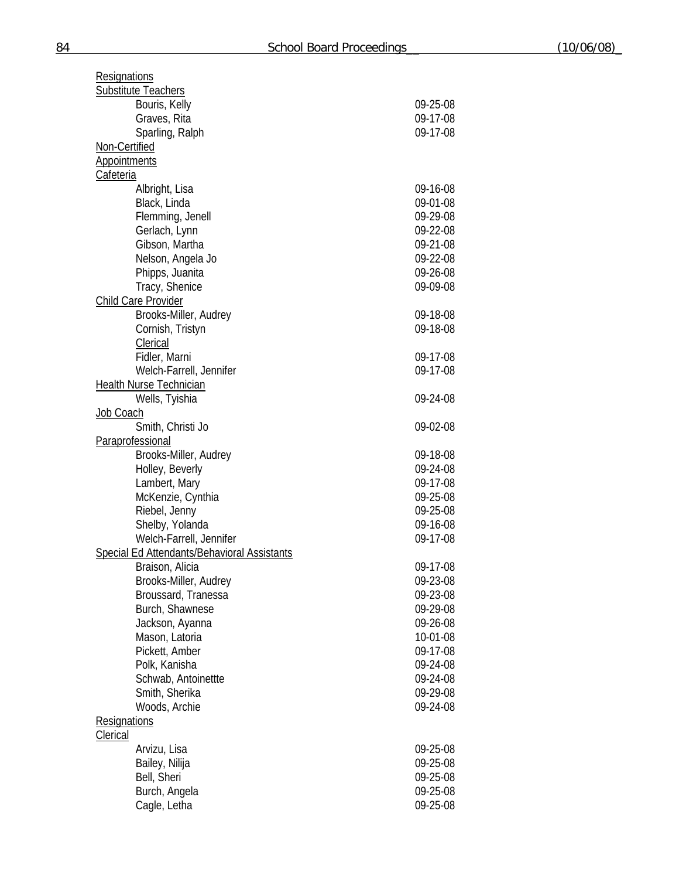Resignations

Substitute Teachers

| | |
|---|---|
| Bouris, Kelly | 09-25-08 |
| Graves, Rita | 09-17-08 |
| Sparling, Ralph | 09-17-08 |

Non-Certified

Appointments

Cafeteria

| | |
|---|---|
| Albright, Lisa | 09-16-08 |
| Black, Linda | 09-01-08 |
| Flemming, Jenell | 09-29-08 |
| Gerlach, Lynn | 09-22-08 |
| Gibson, Martha | 09-21-08 |
| Nelson, Angela Jo | 09-22-08 |
| Phipps, Juanita | 09-26-08 |
| Tracy, Shenice | 09-09-08 |

Child Care Provider

| | |
|---|---|
| Brooks-Miller, Audrey | 09-18-08 |
| Cornish, Tristyn | 09-18-08 |

Clerical

| | |
|---|---|
| Fidler, Marni | 09-17-08 |
| Welch-Farrell, Jennifer | 09-17-08 |

Health Nurse Technician

| | |
|---|---|
| Wells, Tyishia | 09-24-08 |

Job Coach

| | |
|---|---|
| Smith, Christi Jo | 09-02-08 |

Paraprofessional

| | |
|---|---|
| Brooks-Miller, Audrey | 09-18-08 |
| Holley, Beverly | 09-24-08 |
| Lambert, Mary | 09-17-08 |
| McKenzie, Cynthia | 09-25-08 |
| Riebel, Jenny | 09-25-08 |
| Shelby, Yolanda | 09-16-08 |
| Welch-Farrell, Jennifer | 09-17-08 |

Special Ed Attendants/Behavioral Assistants

| | |
|---|---|
| Braison, Alicia | 09-17-08 |
| Brooks-Miller, Audrey | 09-23-08 |
| Broussard, Tranessa | 09-23-08 |
| Burch, Shawnese | 09-29-08 |
| Jackson, Ayanna | 09-26-08 |
| Mason, Latoria | 10-01-08 |
| Pickett, Amber | 09-17-08 |
| Polk, Kanisha | 09-24-08 |
| Schwab, Antoinettte | 09-24-08 |
| Smith, Sherika | 09-29-08 |
| Woods, Archie | 09-24-08 |

Resignations

Clerical

| | |
|---|---|
| Arvizu, Lisa | 09-25-08 |
| Bailey, Nilija | 09-25-08 |
| Bell, Sheri | 09-25-08 |
| Burch, Angela | 09-25-08 |
| Cagle, Letha | 09-25-08 |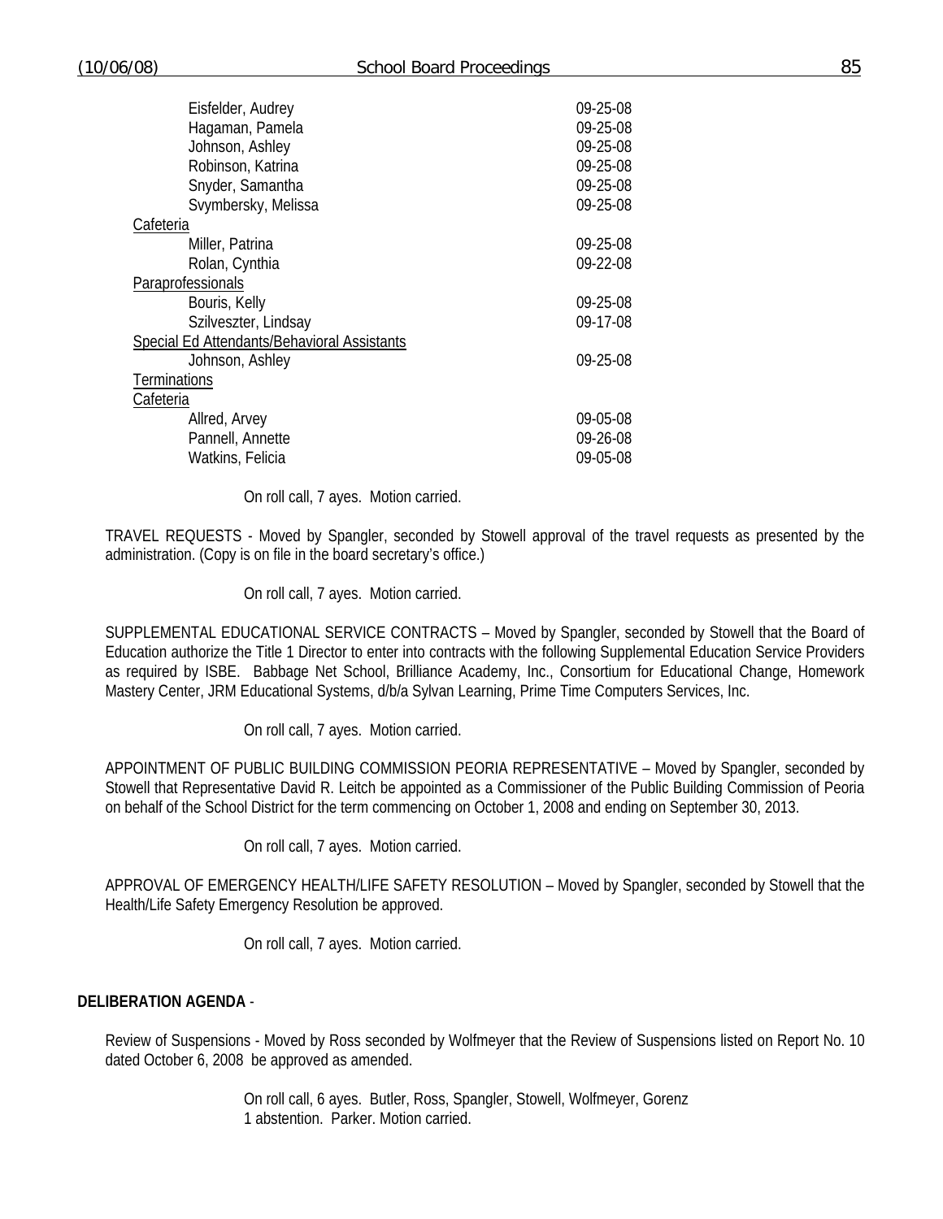| | |
|---|---|
| Eisfelder, Audrey | 09-25-08 |
| Hagaman, Pamela | 09-25-08 |
| Johnson, Ashley | 09-25-08 |
| Robinson, Katrina | 09-25-08 |
| Snyder, Samantha | 09-25-08 |
| Svymbersky, Melissa | 09-25-08 |
| <u>Cafeteria</u> | |
| Miller, Patrina | 09-25-08 |
| Rolan, Cynthia | 09-22-08 |
| <u>Paraprofessionals</u> | |
| Bouris, Kelly | 09-25-08 |
| Szilveszter, Lindsay | 09-17-08 |
| <u>Special Ed Attendants/Behavioral Assistants</u> | |
| Johnson, Ashley | 09-25-08 |
| <u>Terminations</u> | |
| <u>Cafeteria</u> | |
| Allred, Arvey | 09-05-08 |
| Pannell, Annette | 09-26-08 |
| Watkins, Felicia | 09-05-08 |

On roll call, 7 ayes. Motion carried.

TRAVEL REQUESTS - Moved by Spangler, seconded by Stowell approval of the travel requests as presented by the administration. (Copy is on file in the board secretary's office.)

On roll call, 7 ayes. Motion carried.

SUPPLEMENTAL EDUCATIONAL SERVICE CONTRACTS – Moved by Spangler, seconded by Stowell that the Board of Education authorize the Title 1 Director to enter into contracts with the following Supplemental Education Service Providers as required by ISBE. Babbage Net School, Brilliance Academy, Inc., Consortium for Educational Change, Homework Mastery Center, JRM Educational Systems, d/b/a Sylvan Learning, Prime Time Computers Services, Inc.

On roll call, 7 ayes. Motion carried.

APPOINTMENT OF PUBLIC BUILDING COMMISSION PEORIA REPRESENTATIVE – Moved by Spangler, seconded by Stowell that Representative David R. Leitch be appointed as a Commissioner of the Public Building Commission of Peoria on behalf of the School District for the term commencing on October 1, 2008 and ending on September 30, 2013.

On roll call, 7 ayes. Motion carried.

APPROVAL OF EMERGENCY HEALTH/LIFE SAFETY RESOLUTION – Moved by Spangler, seconded by Stowell that the Health/Life Safety Emergency Resolution be approved.

On roll call, 7 ayes. Motion carried.

**DELIBERATION AGENDA** -

Review of Suspensions - Moved by Ross seconded by Wolfmeyer that the Review of Suspensions listed on Report No. 10 dated October 6, 2008 be approved as amended.

On roll call, 6 ayes. Butler, Ross, Spangler, Stowell, Wolfmeyer, Gorenz
1 abstention. Parker. Motion carried.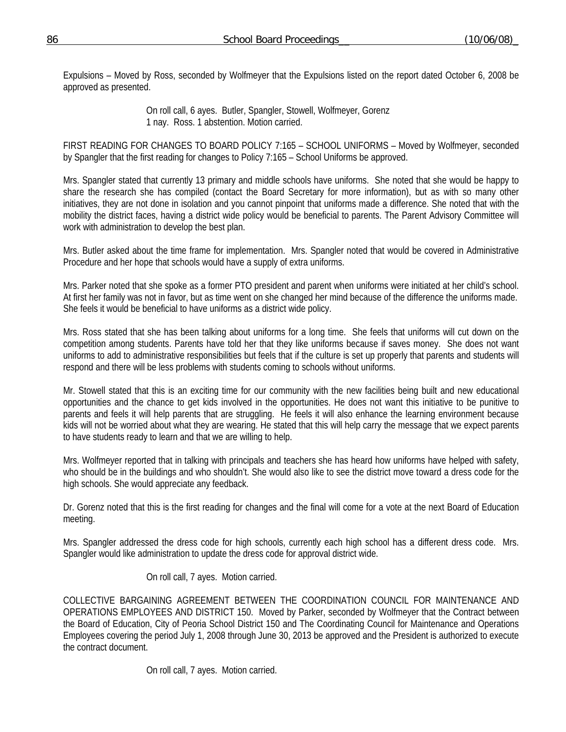Expulsions – Moved by Ross, seconded by Wolfmeyer that the Expulsions listed on the report dated October 6, 2008 be approved as presented.

On roll call, 6 ayes. Butler, Spangler, Stowell, Wolfmeyer, Gorenz
1 nay. Ross. 1 abstention. Motion carried.

FIRST READING FOR CHANGES TO BOARD POLICY 7:165 – SCHOOL UNIFORMS – Moved by Wolfmeyer, seconded by Spangler that the first reading for changes to Policy 7:165 – School Uniforms be approved.

Mrs. Spangler stated that currently 13 primary and middle schools have uniforms. She noted that she would be happy to share the research she has compiled (contact the Board Secretary for more information), but as with so many other initiatives, they are not done in isolation and you cannot pinpoint that uniforms made a difference. She noted that with the mobility the district faces, having a district wide policy would be beneficial to parents. The Parent Advisory Committee will work with administration to develop the best plan.

Mrs. Butler asked about the time frame for implementation. Mrs. Spangler noted that would be covered in Administrative Procedure and her hope that schools would have a supply of extra uniforms.

Mrs. Parker noted that she spoke as a former PTO president and parent when uniforms were initiated at her child's school. At first her family was not in favor, but as time went on she changed her mind because of the difference the uniforms made. She feels it would be beneficial to have uniforms as a district wide policy.

Mrs. Ross stated that she has been talking about uniforms for a long time. She feels that uniforms will cut down on the competition among students. Parents have told her that they like uniforms because if saves money. She does not want uniforms to add to administrative responsibilities but feels that if the culture is set up properly that parents and students will respond and there will be less problems with students coming to schools without uniforms.

Mr. Stowell stated that this is an exciting time for our community with the new facilities being built and new educational opportunities and the chance to get kids involved in the opportunities. He does not want this initiative to be punitive to parents and feels it will help parents that are struggling. He feels it will also enhance the learning environment because kids will not be worried about what they are wearing. He stated that this will help carry the message that we expect parents to have students ready to learn and that we are willing to help.

Mrs. Wolfmeyer reported that in talking with principals and teachers she has heard how uniforms have helped with safety, who should be in the buildings and who shouldn't. She would also like to see the district move toward a dress code for the high schools. She would appreciate any feedback.

Dr. Gorenz noted that this is the first reading for changes and the final will come for a vote at the next Board of Education meeting.

Mrs. Spangler addressed the dress code for high schools, currently each high school has a different dress code. Mrs. Spangler would like administration to update the dress code for approval district wide.

On roll call, 7 ayes. Motion carried.

COLLECTIVE BARGAINING AGREEMENT BETWEEN THE COORDINATION COUNCIL FOR MAINTENANCE AND OPERATIONS EMPLOYEES AND DISTRICT 150. Moved by Parker, seconded by Wolfmeyer that the Contract between the Board of Education, City of Peoria School District 150 and The Coordinating Council for Maintenance and Operations Employees covering the period July 1, 2008 through June 30, 2013 be approved and the President is authorized to execute the contract document.

On roll call, 7 ayes. Motion carried.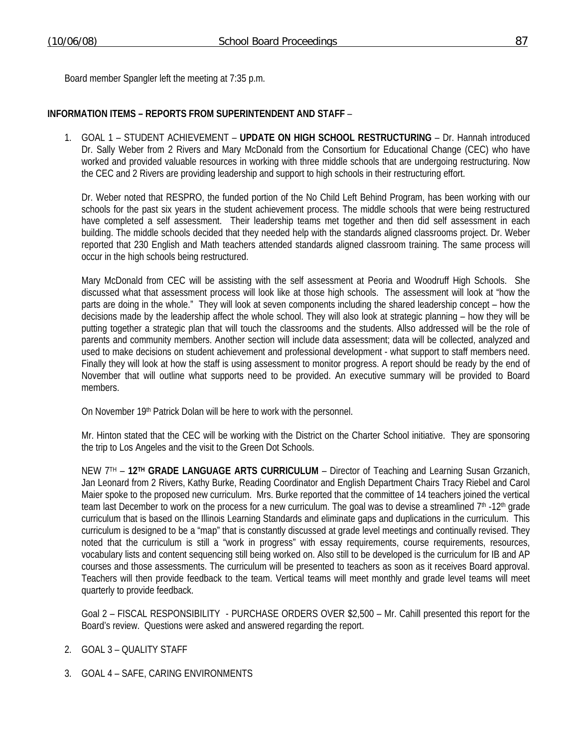Board member Spangler left the meeting at 7:35 p.m.

**INFORMATION ITEMS – REPORTS FROM SUPERINTENDENT AND STAFF** –

1. GOAL 1 – STUDENT ACHIEVEMENT – **UPDATE ON HIGH SCHOOL RESTRUCTURING** – Dr. Hannah introduced Dr. Sally Weber from 2 Rivers and Mary McDonald from the Consortium for Educational Change (CEC) who have worked and provided valuable resources in working with three middle schools that are undergoing restructuring. Now the CEC and 2 Rivers are providing leadership and support to high schools in their restructuring effort.

   Dr. Weber noted that RESPRO, the funded portion of the No Child Left Behind Program, has been working with our schools for the past six years in the student achievement process. The middle schools that were being restructured have completed a self assessment. Their leadership teams met together and then did self assessment in each building. The middle schools decided that they needed help with the standards aligned classrooms project. Dr. Weber reported that 230 English and Math teachers attended standards aligned classroom training. The same process will occur in the high schools being restructured.

   Mary McDonald from CEC will be assisting with the self assessment at Peoria and Woodruff High Schools. She discussed what that assessment process will look like at those high schools. The assessment will look at "how the parts are doing in the whole." They will look at seven components including the shared leadership concept – how the decisions made by the leadership affect the whole school. They will also look at strategic planning – how they will be putting together a strategic plan that will touch the classrooms and the students. Allso addressed will be the role of parents and community members. Another section will include data assessment; data will be collected, analyzed and used to make decisions on student achievement and professional development - what support to staff members need. Finally they will look at how the staff is using assessment to monitor progress. A report should be ready by the end of November that will outline what supports need to be provided. An executive summary will be provided to Board members.

   On November 19th Patrick Dolan will be here to work with the personnel.

   Mr. Hinton stated that the CEC will be working with the District on the Charter School initiative. They are sponsoring the trip to Los Angeles and the visit to the Green Dot Schools.

   NEW 7TH – **12TH GRADE LANGUAGE ARTS CURRICULUM** – Director of Teaching and Learning Susan Grzanich, Jan Leonard from 2 Rivers, Kathy Burke, Reading Coordinator and English Department Chairs Tracy Riebel and Carol Maier spoke to the proposed new curriculum. Mrs. Burke reported that the committee of 14 teachers joined the vertical team last December to work on the process for a new curriculum. The goal was to devise a streamlined 7th -12th grade curriculum that is based on the Illinois Learning Standards and eliminate gaps and duplications in the curriculum. This curriculum is designed to be a "map" that is constantly discussed at grade level meetings and continually revised. They noted that the curriculum is still a "work in progress" with essay requirements, course requirements, resources, vocabulary lists and content sequencing still being worked on. Also still to be developed is the curriculum for IB and AP courses and those assessments. The curriculum will be presented to teachers as soon as it receives Board approval. Teachers will then provide feedback to the team. Vertical teams will meet monthly and grade level teams will meet quarterly to provide feedback.

   Goal 2 – FISCAL RESPONSIBILITY - PURCHASE ORDERS OVER $2,500 – Mr. Cahill presented this report for the Board's review. Questions were asked and answered regarding the report.

2. GOAL 3 – QUALITY STAFF

3. GOAL 4 – SAFE, CARING ENVIRONMENTS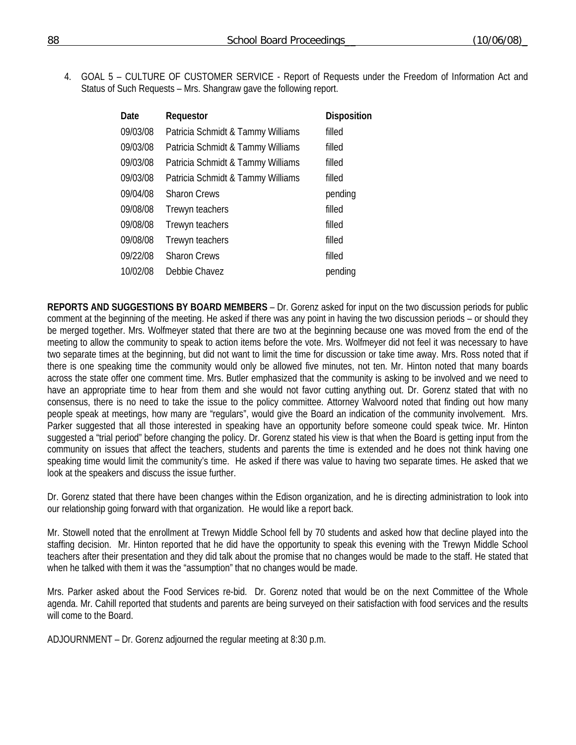4. GOAL 5 – CULTURE OF CUSTOMER SERVICE - Report of Requests under the Freedom of Information Act and Status of Such Requests – Mrs. Shangraw gave the following report.

| Date | Requestor | Disposition |
|---|---|---|
| 09/03/08 | Patricia Schmidt & Tammy Williams | filled |
| 09/03/08 | Patricia Schmidt & Tammy Williams | filled |
| 09/03/08 | Patricia Schmidt & Tammy Williams | filled |
| 09/03/08 | Patricia Schmidt & Tammy Williams | filled |
| 09/04/08 | Sharon Crews | pending |
| 09/08/08 | Trewyn teachers | filled |
| 09/08/08 | Trewyn teachers | filled |
| 09/08/08 | Trewyn teachers | filled |
| 09/22/08 | Sharon Crews | filled |
| 10/02/08 | Debbie Chavez | pending |

**REPORTS AND SUGGESTIONS BY BOARD MEMBERS** – Dr. Gorenz asked for input on the two discussion periods for public comment at the beginning of the meeting. He asked if there was any point in having the two discussion periods – or should they be merged together. Mrs. Wolfmeyer stated that there are two at the beginning because one was moved from the end of the meeting to allow the community to speak to action items before the vote. Mrs. Wolfmeyer did not feel it was necessary to have two separate times at the beginning, but did not want to limit the time for discussion or take time away. Mrs. Ross noted that if there is one speaking time the community would only be allowed five minutes, not ten. Mr. Hinton noted that many boards across the state offer one comment time. Mrs. Butler emphasized that the community is asking to be involved and we need to have an appropriate time to hear from them and she would not favor cutting anything out. Dr. Gorenz stated that with no consensus, there is no need to take the issue to the policy committee. Attorney Walvoord noted that finding out how many people speak at meetings, how many are "regulars", would give the Board an indication of the community involvement. Mrs. Parker suggested that all those interested in speaking have an opportunity before someone could speak twice. Mr. Hinton suggested a "trial period" before changing the policy. Dr. Gorenz stated his view is that when the Board is getting input from the community on issues that affect the teachers, students and parents the time is extended and he does not think having one speaking time would limit the community's time. He asked if there was value to having two separate times. He asked that we look at the speakers and discuss the issue further.

Dr. Gorenz stated that there have been changes within the Edison organization, and he is directing administration to look into our relationship going forward with that organization. He would like a report back.

Mr. Stowell noted that the enrollment at Trewyn Middle School fell by 70 students and asked how that decline played into the staffing decision. Mr. Hinton reported that he did have the opportunity to speak this evening with the Trewyn Middle School teachers after their presentation and they did talk about the promise that no changes would be made to the staff. He stated that when he talked with them it was the "assumption" that no changes would be made.

Mrs. Parker asked about the Food Services re-bid. Dr. Gorenz noted that would be on the next Committee of the Whole agenda. Mr. Cahill reported that students and parents are being surveyed on their satisfaction with food services and the results will come to the Board.

ADJOURNMENT – Dr. Gorenz adjourned the regular meeting at 8:30 p.m.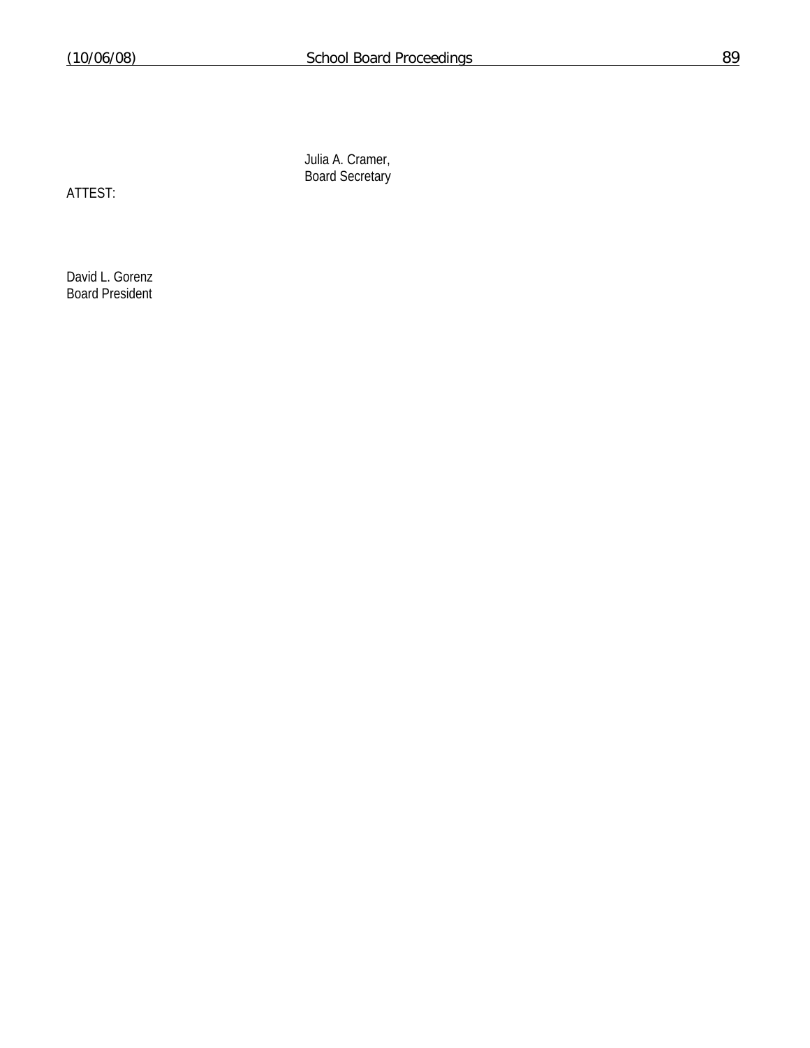Julia A. Cramer,
Board Secretary

ATTEST:

David L. Gorenz
Board President